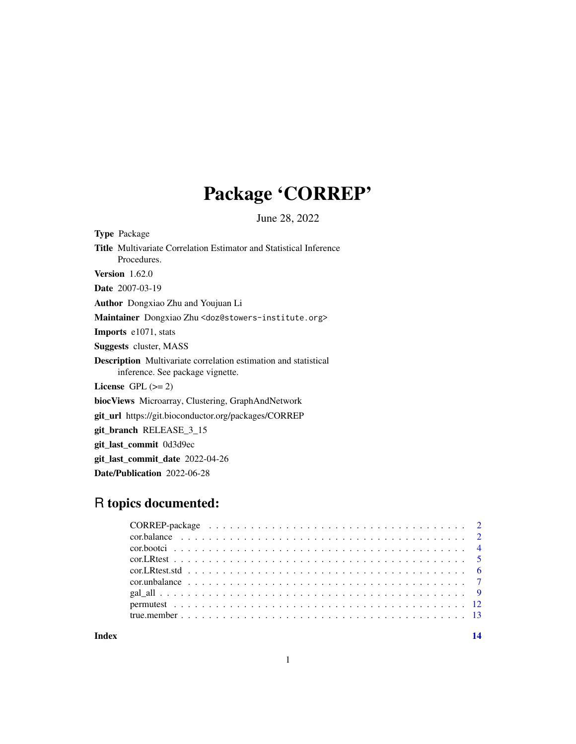# Package 'CORREP'

June 28, 2022

**Type** Package

**Title** Multivariate Correlation Estimator and Statistical Inference Procedures.

**Version** 1.62.0

**Date** 2007-03-19

**Author** Dongxiao Zhu and Youjuan Li

**Maintainer** Dongxiao Zhu <doz@stowers-institute.org>

**Imports** e1071, stats

**Suggests** cluster, MASS

**Description** Multivariate correlation estimation and statistical inference. See package vignette.

**License** GPL (>= 2)

**biocViews** Microarray, Clustering, GraphAndNetwork

**git_url** https://git.bioconductor.org/packages/CORREP

**git_branch** RELEASE_3_15

**git_last_commit** 0d3d9ec

**git_last_commit_date** 2022-04-26

**Date/Publication** 2022-06-28

## R topics documented:

| | |
|---|---|
| CORREP-package | 2 |
| cor.balance | 2 |
| cor.bootci | 4 |
| cor.LRtest | 5 |
| cor.LRtest.std | 6 |
| cor.unbalance | 7 |
| gal_all | 9 |
| permutest | 12 |
| true.member | 13 |

**Index** **14**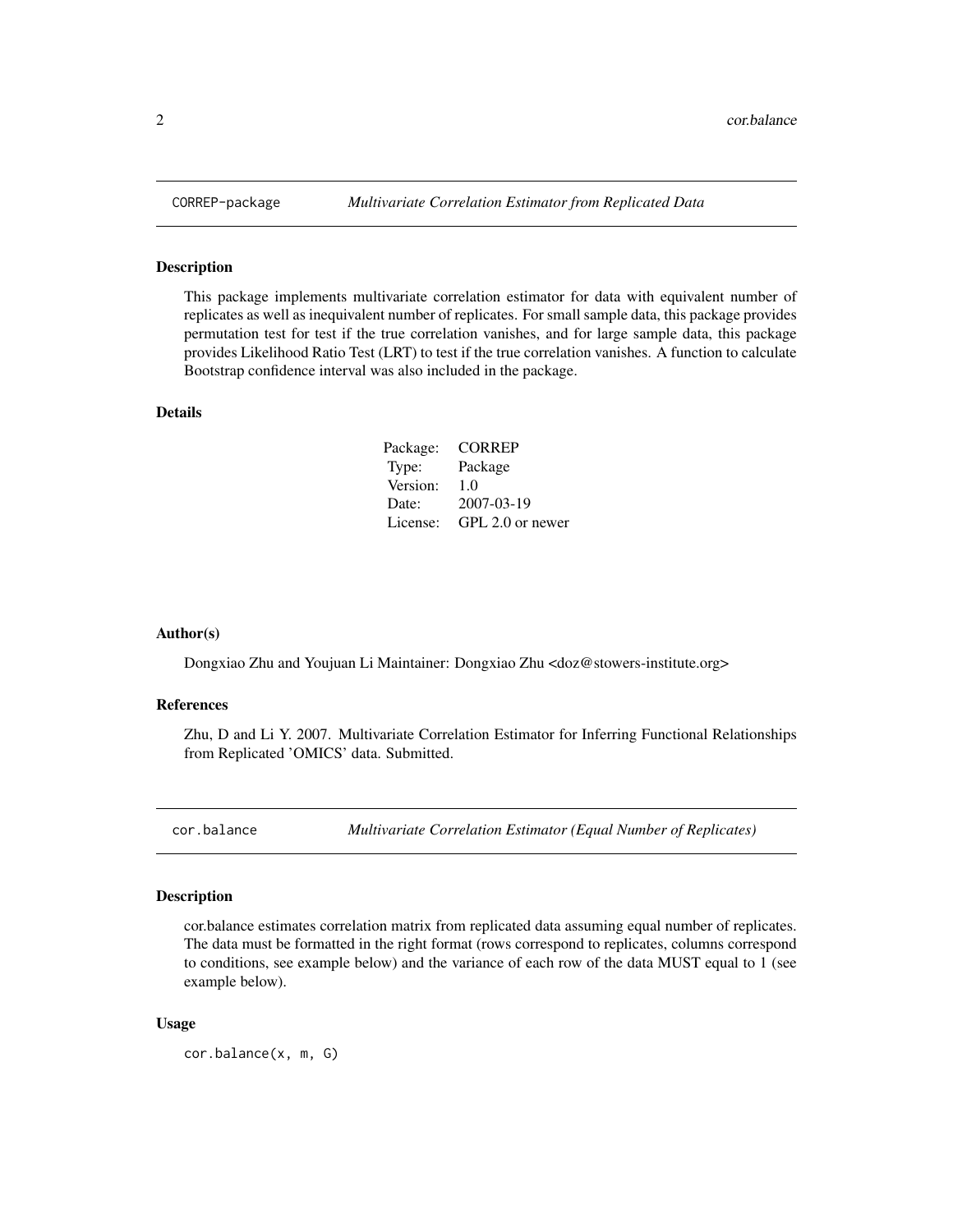## CORREP-package *Multivariate Correlation Estimator from Replicated Data*

### Description

This package implements multivariate correlation estimator for data with equivalent number of replicates as well as inequivalent number of replicates. For small sample data, this package provides permutation test for test if the true correlation vanishes, and for large sample data, this package provides Likelihood Ratio Test (LRT) to test if the true correlation vanishes. A function to calculate Bootstrap confidence interval was also included in the package.

### Details

| | |
|---|---|
| Package: | CORREP |
| Type: | Package |
| Version: | 1.0 |
| Date: | 2007-03-19 |
| License: | GPL 2.0 or newer |

### Author(s)

Dongxiao Zhu and Youjuan Li Maintainer: Dongxiao Zhu <doz@stowers-institute.org>

### References

Zhu, D and Li Y. 2007. Multivariate Correlation Estimator for Inferring Functional Relationships from Replicated 'OMICS' data. Submitted.

## cor.balance *Multivariate Correlation Estimator (Equal Number of Replicates)*

### Description

cor.balance estimates correlation matrix from replicated data assuming equal number of replicates. The data must be formatted in the right format (rows correspond to replicates, columns correspond to conditions, see example below) and the variance of each row of the data MUST equal to 1 (see example below).

### Usage

```
cor.balance(x, m, G)
```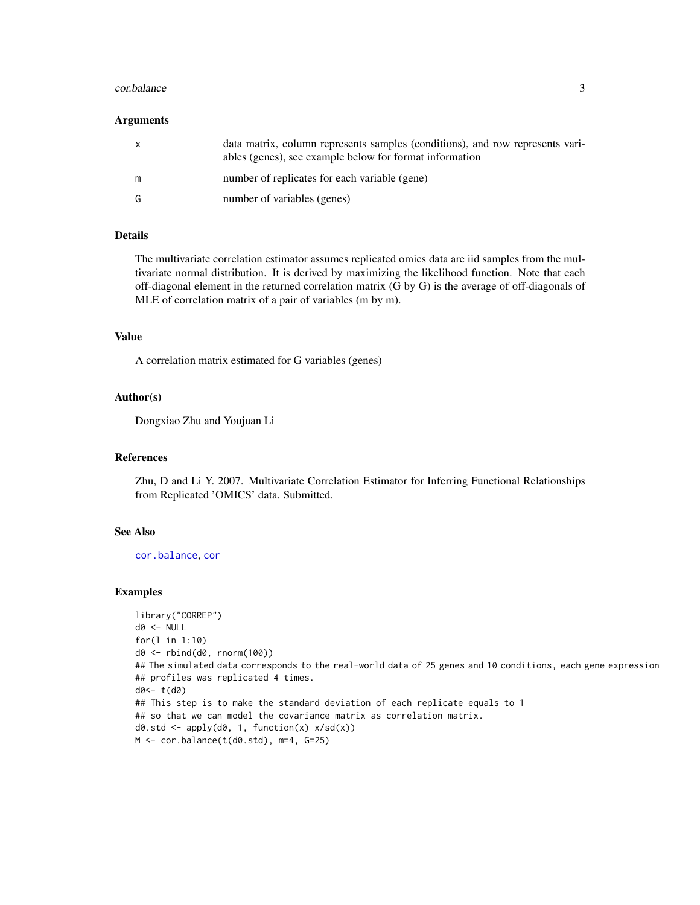## Arguments

| | |
|---|---|
| x | data matrix, column represents samples (conditions), and row represents variables (genes), see example below for format information |
| m | number of replicates for each variable (gene) |
| G | number of variables (genes) |

## Details

The multivariate correlation estimator assumes replicated omics data are iid samples from the multivariate normal distribution. It is derived by maximizing the likelihood function. Note that each off-diagonal element in the returned correlation matrix (G by G) is the average of off-diagonals of MLE of correlation matrix of a pair of variables (m by m).

## Value

A correlation matrix estimated for G variables (genes)

## Author(s)

Dongxiao Zhu and Youjuan Li

## References

Zhu, D and Li Y. 2007. Multivariate Correlation Estimator for Inferring Functional Relationships from Replicated 'OMICS' data. Submitted.

## See Also

cor.balance, cor

## Examples

```
library("CORREP")
d0 <- NULL
for(l in 1:10)
d0 <- rbind(d0, rnorm(100))
## The simulated data corresponds to the real-world data of 25 genes and 10 conditions, each gene expression
## profiles was replicated 4 times.
d0<- t(d0)
## This step is to make the standard deviation of each replicate equals to 1
## so that we can model the covariance matrix as correlation matrix.
d0.std <- apply(d0, 1, function(x) x/sd(x))
M <- cor.balance(t(d0.std), m=4, G=25)
```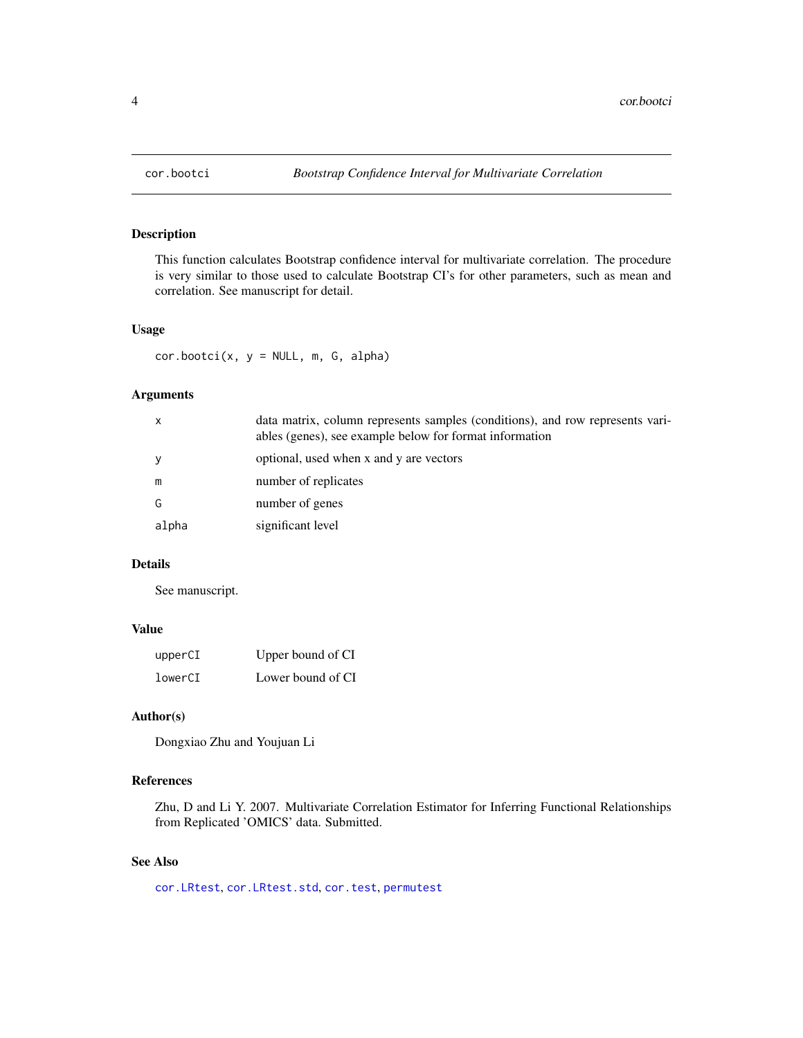cor.bootci *Bootstrap Confidence Interval for Multivariate Correlation*

## Description

This function calculates Bootstrap confidence interval for multivariate correlation. The procedure is very similar to those used to calculate Bootstrap CI's for other parameters, such as mean and correlation. See manuscript for detail.

## Usage

```
cor.bootci(x, y = NULL, m, G, alpha)
```

## Arguments

| | |
|---|---|
| x | data matrix, column represents samples (conditions), and row represents variables (genes), see example below for format information |
| y | optional, used when x and y are vectors |
| m | number of replicates |
| G | number of genes |
| alpha | significant level |

## Details

See manuscript.

## Value

| | |
|---|---|
| upperCI | Upper bound of CI |
| lowerCI | Lower bound of CI |

## Author(s)

Dongxiao Zhu and Youjuan Li

## References

Zhu, D and Li Y. 2007. Multivariate Correlation Estimator for Inferring Functional Relationships from Replicated 'OMICS' data. Submitted.

## See Also

cor.LRtest, cor.LRtest.std, cor.test, permutest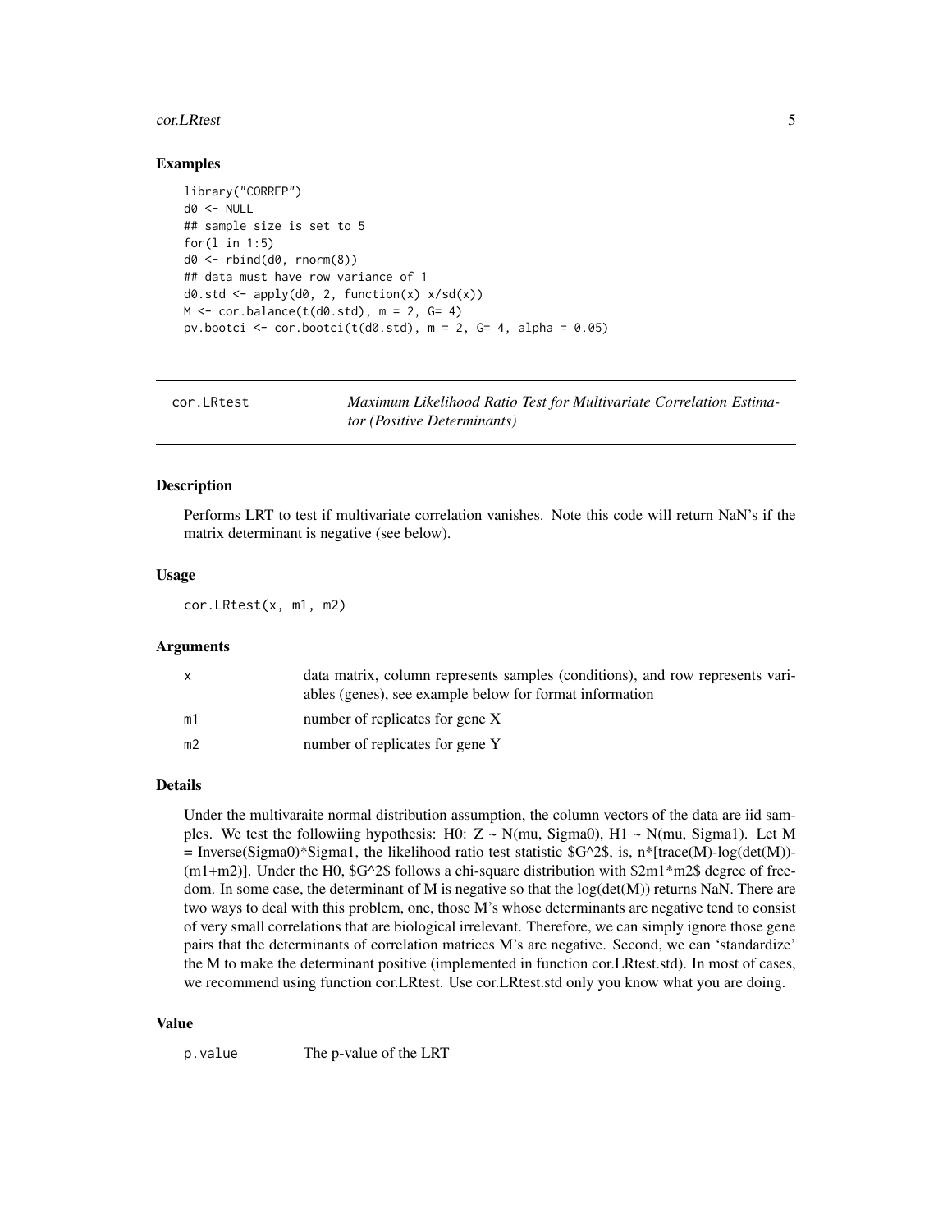### Examples

```
library("CORREP")
d0 <- NULL
## sample size is set to 5
for(l in 1:5)
d0 <- rbind(d0, rnorm(8))
## data must have row variance of 1
d0.std <- apply(d0, 2, function(x) x/sd(x))
M <- cor.balance(t(d0.std), m = 2, G= 4)
pv.bootci <- cor.bootci(t(d0.std), m = 2, G= 4, alpha = 0.05)
```

---

## cor.LRtest — *Maximum Likelihood Ratio Test for Multivariate Correlation Estimator (Positive Determinants)*

### Description

Performs LRT to test if multivariate correlation vanishes. Note this code will return NaN's if the matrix determinant is negative (see below).

### Usage

```
cor.LRtest(x, m1, m2)
```

### Arguments

| | |
|---|---|
| x | data matrix, column represents samples (conditions), and row represents variables (genes), see example below for format information |
| m1 | number of replicates for gene X |
| m2 | number of replicates for gene Y |

### Details

Under the multivaraite normal distribution assumption, the column vectors of the data are iid samples. We test the followiing hypothesis: H0: Z ~ N(mu, Sigma0), H1 ~ N(mu, Sigma1). Let M = Inverse(Sigma0)*Sigma1, the likelihood ratio test statistic $G^2$, is, n*[trace(M)-log(det(M))-(m1+m2)]. Under the H0, $G^2$ follows a chi-square distribution with $2m1*m2$ degree of freedom. In some case, the determinant of M is negative so that the log(det(M)) returns NaN. There are two ways to deal with this problem, one, those M's whose determinants are negative tend to consist of very small correlations that are biological irrelevant. Therefore, we can simply ignore those gene pairs that the determinants of correlation matrices M's are negative. Second, we can 'standardize' the M to make the determinant positive (implemented in function cor.LRtest.std). In most of cases, we recommend using function cor.LRtest. Use cor.LRtest.std only you know what you are doing.

### Value

| | |
|---|---|
| p.value | The p-value of the LRT |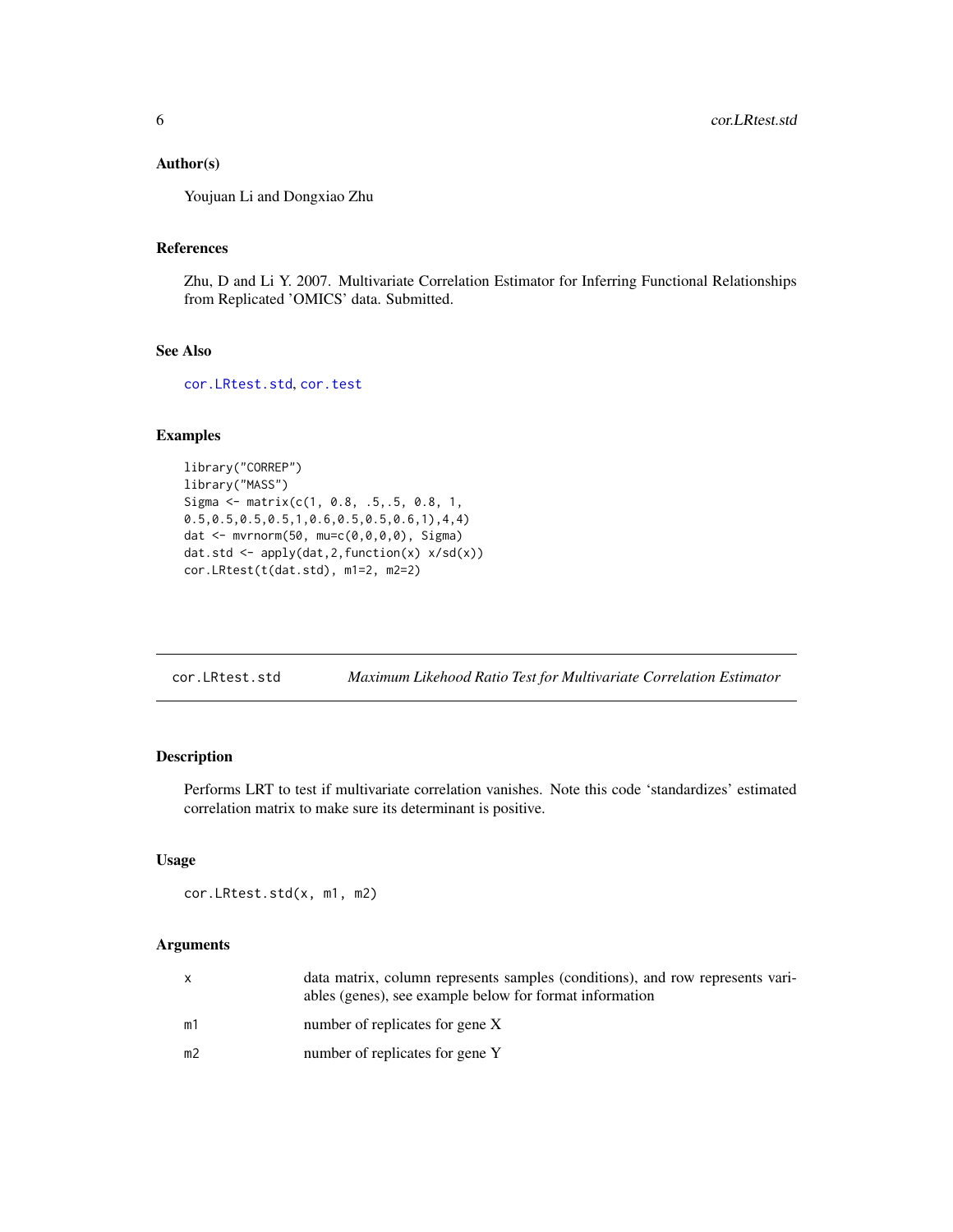### Author(s)

Youjuan Li and Dongxiao Zhu

### References

Zhu, D and Li Y. 2007. Multivariate Correlation Estimator for Inferring Functional Relationships from Replicated 'OMICS' data. Submitted.

### See Also

cor.LRtest.std, cor.test

### Examples

```
library("CORREP")
library("MASS")
Sigma <- matrix(c(1, 0.8, .5,.5, 0.8, 1,
0.5,0.5,0.5,0.5,1,0.6,0.5,0.5,0.6,1),4,4)
dat <- mvrnorm(50, mu=c(0,0,0,0), Sigma)
dat.std <- apply(dat,2,function(x) x/sd(x))
cor.LRtest(t(dat.std), m1=2, m2=2)
```

---

## cor.LRtest.std *Maximum Likehood Ratio Test for Multivariate Correlation Estimator*

### Description

Performs LRT to test if multivariate correlation vanishes. Note this code 'standardizes' estimated correlation matrix to make sure its determinant is positive.

### Usage

```
cor.LRtest.std(x, m1, m2)
```

### Arguments

| | |
|---|---|
| x | data matrix, column represents samples (conditions), and row represents variables (genes), see example below for format information |
| m1 | number of replicates for gene X |
| m2 | number of replicates for gene Y |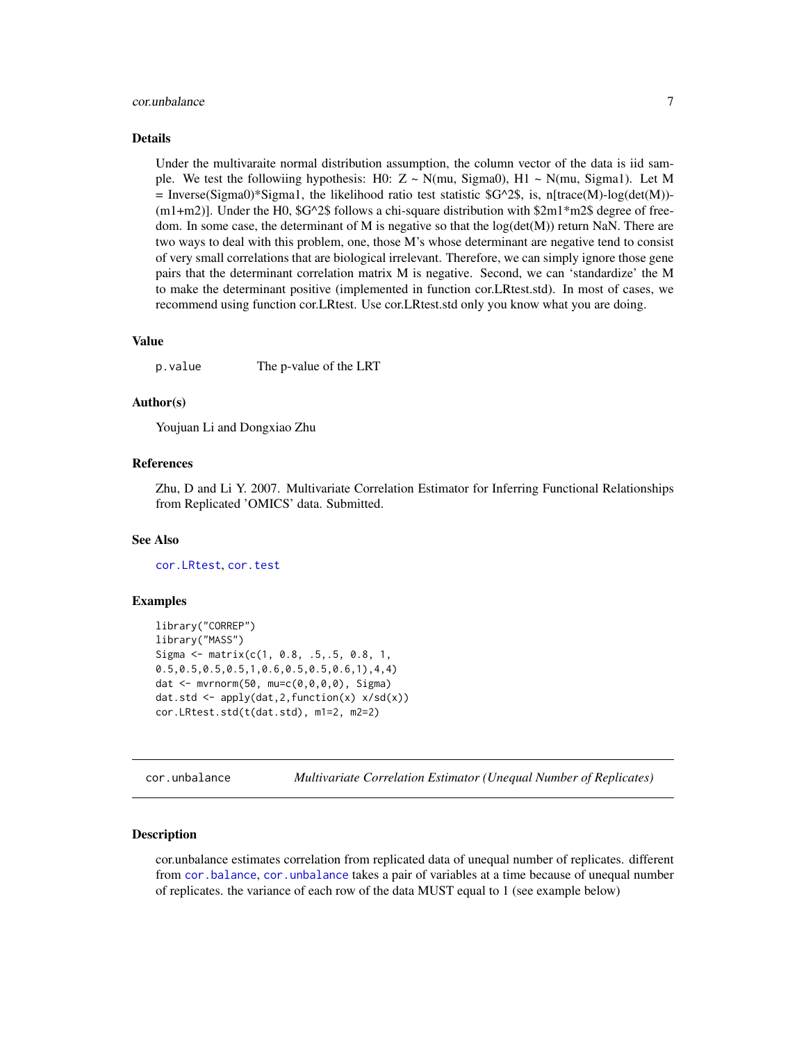### Details

Under the multivaraite normal distribution assumption, the column vector of the data is iid sample. We test the followiing hypothesis: H0: Z ~ N(mu, Sigma0), H1 ~ N(mu, Sigma1). Let M = Inverse(Sigma0)*Sigma1, the likelihood ratio test statistic $G^2$, is, n[trace(M)-log(det(M))-(m1+m2)]. Under the H0, $G^2$ follows a chi-square distribution with $2m1*m2$ degree of freedom. In some case, the determinant of M is negative so that the log(det(M)) return NaN. There are two ways to deal with this problem, one, those M's whose determinant are negative tend to consist of very small correlations that are biological irrelevant. Therefore, we can simply ignore those gene pairs that the determinant correlation matrix M is negative. Second, we can 'standardize' the M to make the determinant positive (implemented in function cor.LRtest.std). In most of cases, we recommend using function cor.LRtest. Use cor.LRtest.std only you know what you are doing.

### Value

| | |
|---|---|
| p.value | The p-value of the LRT |

### Author(s)

Youjuan Li and Dongxiao Zhu

### References

Zhu, D and Li Y. 2007. Multivariate Correlation Estimator for Inferring Functional Relationships from Replicated 'OMICS' data. Submitted.

### See Also

cor.LRtest, cor.test

### Examples

```
library("CORREP")
library("MASS")
Sigma <- matrix(c(1, 0.8, .5,.5, 0.8, 1,
0.5,0.5,0.5,0.5,1,0.6,0.5,0.5,0.6,1),4,4)
dat <- mvrnorm(50, mu=c(0,0,0,0), Sigma)
dat.std <- apply(dat,2,function(x) x/sd(x))
cor.LRtest.std(t(dat.std), m1=2, m2=2)
```

---

## cor.unbalance — *Multivariate Correlation Estimator (Unequal Number of Replicates)*

### Description

cor.unbalance estimates correlation from replicated data of unequal number of replicates. different from cor.balance, cor.unbalance takes a pair of variables at a time because of unequal number of replicates. the variance of each row of the data MUST equal to 1 (see example below)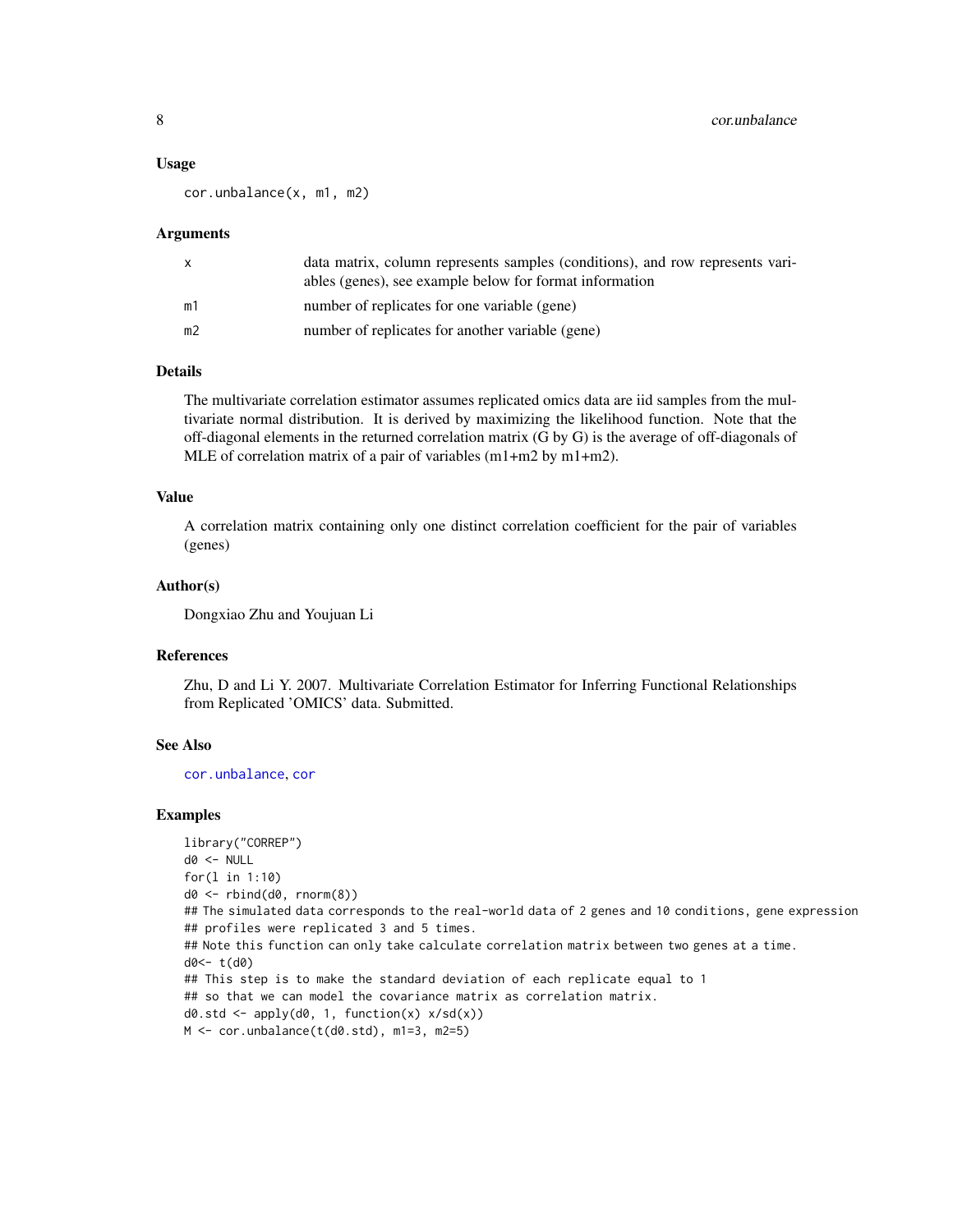## Usage

```
cor.unbalance(x, m1, m2)
```

## Arguments

| | |
|---|---|
| x | data matrix, column represents samples (conditions), and row represents variables (genes), see example below for format information |
| m1 | number of replicates for one variable (gene) |
| m2 | number of replicates for another variable (gene) |

## Details

The multivariate correlation estimator assumes replicated omics data are iid samples from the multivariate normal distribution. It is derived by maximizing the likelihood function. Note that the off-diagonal elements in the returned correlation matrix (G by G) is the average of off-diagonals of MLE of correlation matrix of a pair of variables (m1+m2 by m1+m2).

## Value

A correlation matrix containing only one distinct correlation coefficient for the pair of variables (genes)

## Author(s)

Dongxiao Zhu and Youjuan Li

## References

Zhu, D and Li Y. 2007. Multivariate Correlation Estimator for Inferring Functional Relationships from Replicated 'OMICS' data. Submitted.

## See Also

cor.unbalance, cor

## Examples

```
library("CORREP")
d0 <- NULL
for(l in 1:10)
d0 <- rbind(d0, rnorm(8))
## The simulated data corresponds to the real-world data of 2 genes and 10 conditions, gene expression
## profiles were replicated 3 and 5 times.
## Note this function can only take calculate correlation matrix between two genes at a time.
d0<- t(d0)
## This step is to make the standard deviation of each replicate equal to 1
## so that we can model the covariance matrix as correlation matrix.
d0.std <- apply(d0, 1, function(x) x/sd(x))
M <- cor.unbalance(t(d0.std), m1=3, m2=5)
```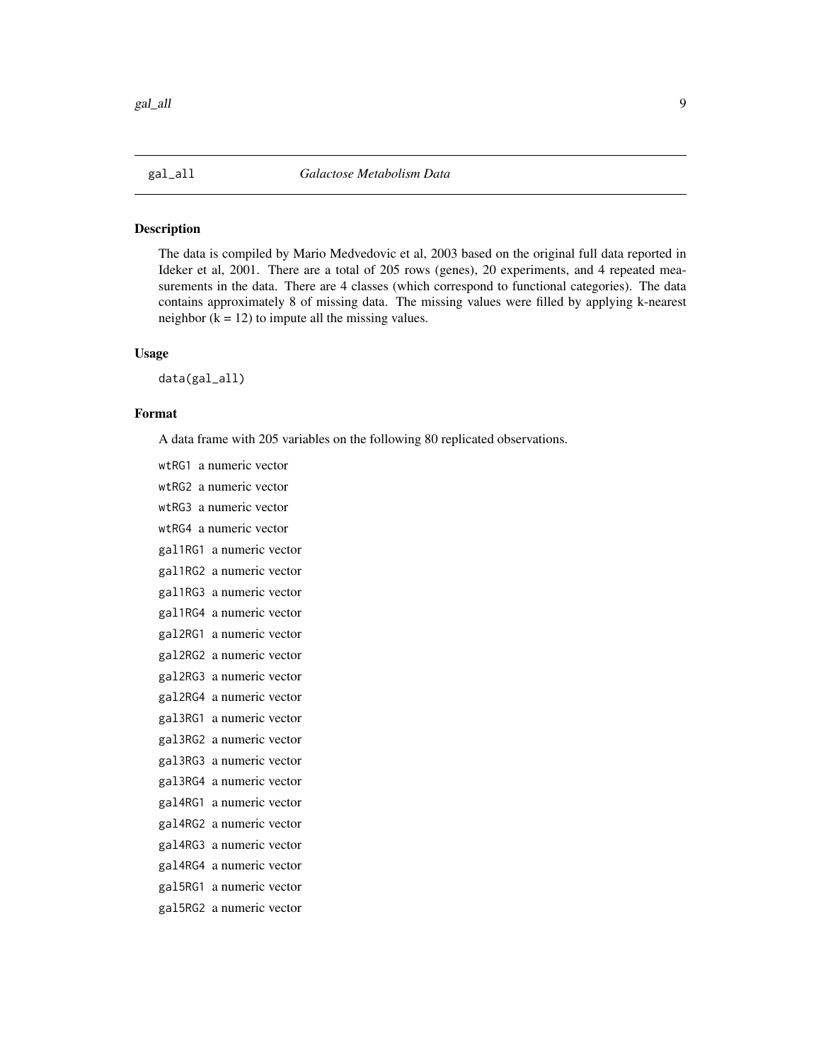# gal_all — *Galactose Metabolism Data*

## Description

The data is compiled by Mario Medvedovic et al, 2003 based on the original full data reported in Ideker et al, 2001. There are a total of 205 rows (genes), 20 experiments, and 4 repeated measurements in the data. There are 4 classes (which correspond to functional categories). The data contains approximately 8 of missing data. The missing values were filled by applying k-nearest neighbor (k = 12) to impute all the missing values.

## Usage

```
data(gal_all)
```

## Format

A data frame with 205 variables on the following 80 replicated observations.

- `wtRG1` a numeric vector
- `wtRG2` a numeric vector
- `wtRG3` a numeric vector
- `wtRG4` a numeric vector
- `gal1RG1` a numeric vector
- `gal1RG2` a numeric vector
- `gal1RG3` a numeric vector
- `gal1RG4` a numeric vector
- `gal2RG1` a numeric vector
- `gal2RG2` a numeric vector
- `gal2RG3` a numeric vector
- `gal2RG4` a numeric vector
- `gal3RG1` a numeric vector
- `gal3RG2` a numeric vector
- `gal3RG3` a numeric vector
- `gal3RG4` a numeric vector
- `gal4RG1` a numeric vector
- `gal4RG2` a numeric vector
- `gal4RG3` a numeric vector
- `gal4RG4` a numeric vector
- `gal5RG1` a numeric vector
- `gal5RG2` a numeric vector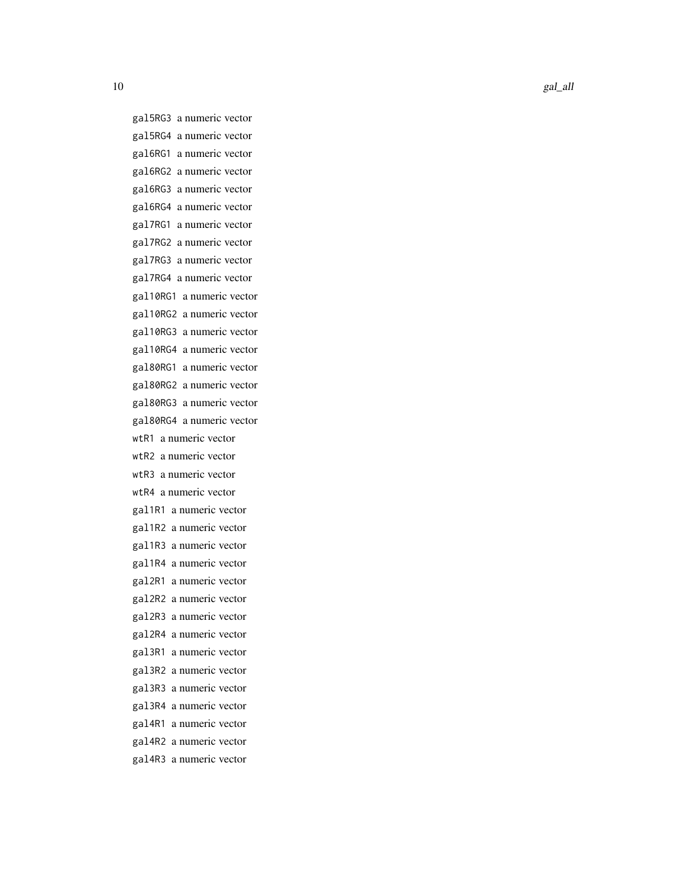`gal5RG3` a numeric vector

`gal5RG4` a numeric vector

`gal6RG1` a numeric vector

`gal6RG2` a numeric vector

`gal6RG3` a numeric vector

`gal6RG4` a numeric vector

`gal7RG1` a numeric vector

`gal7RG2` a numeric vector

`gal7RG3` a numeric vector

`gal7RG4` a numeric vector

`gal10RG1` a numeric vector

`gal10RG2` a numeric vector

`gal10RG3` a numeric vector

`gal10RG4` a numeric vector

`gal80RG1` a numeric vector

`gal80RG2` a numeric vector

`gal80RG3` a numeric vector

`gal80RG4` a numeric vector

`wtR1` a numeric vector

`wtR2` a numeric vector

`wtR3` a numeric vector

`wtR4` a numeric vector

`gal1R1` a numeric vector

`gal1R2` a numeric vector

`gal1R3` a numeric vector

`gal1R4` a numeric vector

`gal2R1` a numeric vector

`gal2R2` a numeric vector

`gal2R3` a numeric vector

`gal2R4` a numeric vector

`gal3R1` a numeric vector

`gal3R2` a numeric vector

`gal3R3` a numeric vector

`gal3R4` a numeric vector

`gal4R1` a numeric vector

`gal4R2` a numeric vector

`gal4R3` a numeric vector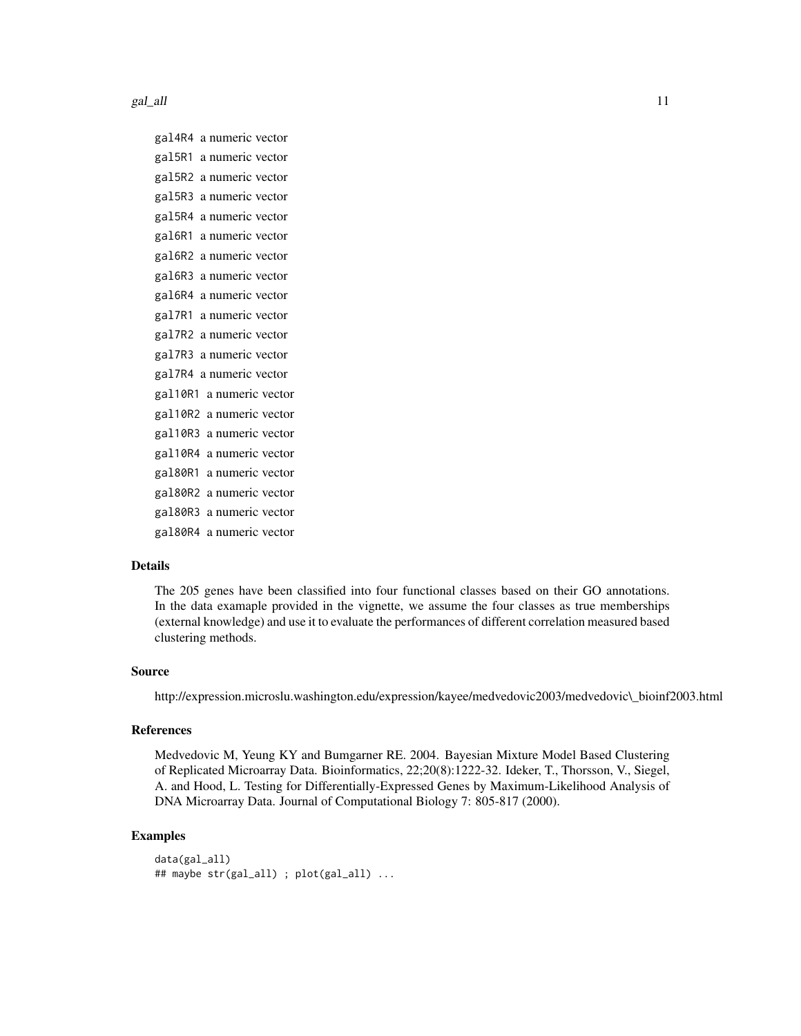gal4R4 a numeric vector

gal5R1 a numeric vector

gal5R2 a numeric vector

gal5R3 a numeric vector

gal5R4 a numeric vector

gal6R1 a numeric vector

gal6R2 a numeric vector

gal6R3 a numeric vector

gal6R4 a numeric vector

gal7R1 a numeric vector

gal7R2 a numeric vector

gal7R3 a numeric vector

gal7R4 a numeric vector

gal10R1 a numeric vector

gal10R2 a numeric vector

gal10R3 a numeric vector

gal10R4 a numeric vector

gal80R1 a numeric vector

gal80R2 a numeric vector

gal80R3 a numeric vector

gal80R4 a numeric vector

### Details

The 205 genes have been classified into four functional classes based on their GO annotations. In the data examaple provided in the vignette, we assume the four classes as true memberships (external knowledge) and use it to evaluate the performances of different correlation measured based clustering methods.

### Source

http://expression.microslu.washington.edu/expression/kayee/medvedovic2003/medvedovic\_bioinf2003.html

### References

Medvedovic M, Yeung KY and Bumgarner RE. 2004. Bayesian Mixture Model Based Clustering of Replicated Microarray Data. Bioinformatics, 22;20(8):1222-32. Ideker, T., Thorsson, V., Siegel, A. and Hood, L. Testing for Differentially-Expressed Genes by Maximum-Likelihood Analysis of DNA Microarray Data. Journal of Computational Biology 7: 805-817 (2000).

### Examples

```
data(gal_all)
## maybe str(gal_all) ; plot(gal_all) ...
```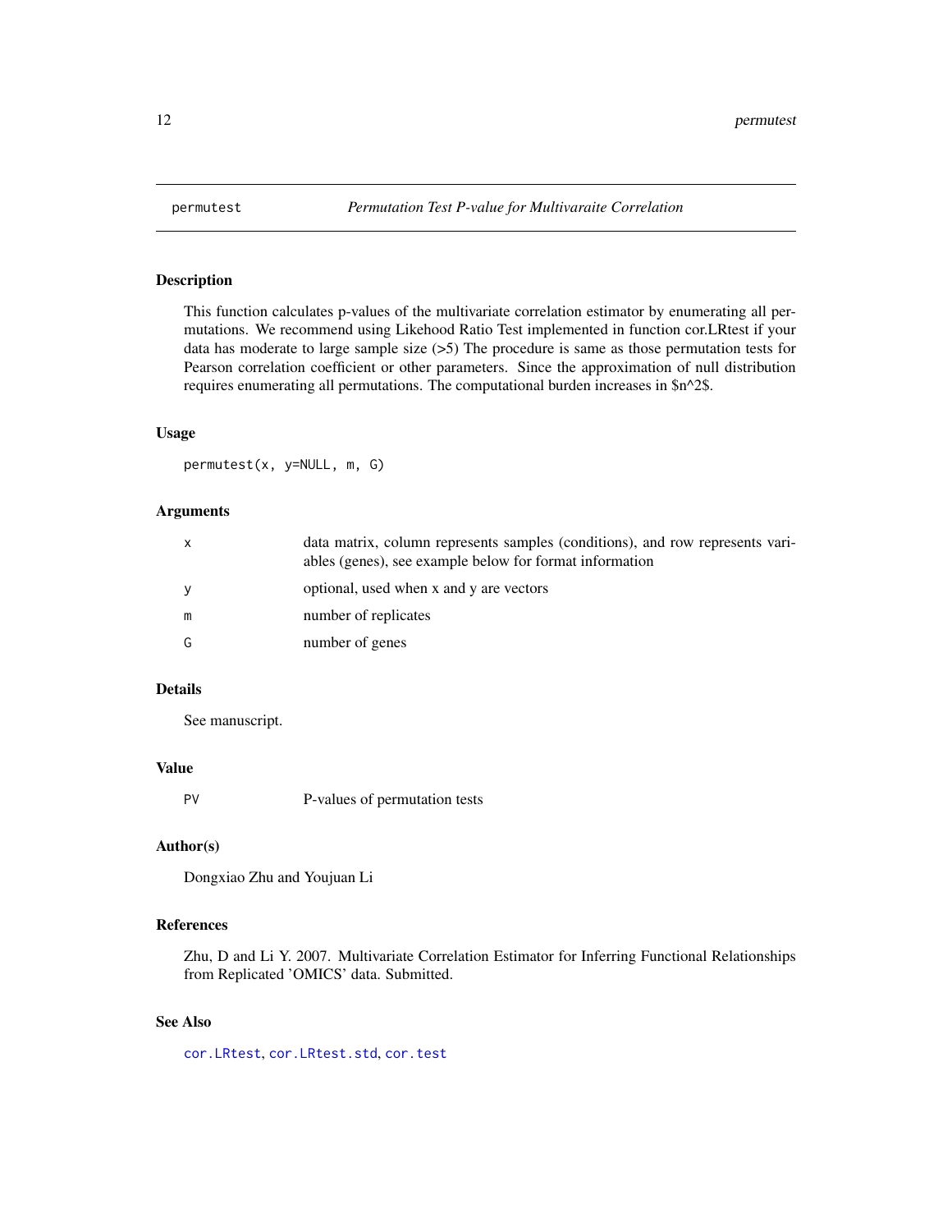# permutest — *Permutation Test P-value for Multivaraite Correlation*

## Description

This function calculates p-values of the multivariate correlation estimator by enumerating all permutations. We recommend using Likehood Ratio Test implemented in function cor.LRtest if your data has moderate to large sample size (>5) The procedure is same as those permutation tests for Pearson correlation coefficient or other parameters. Since the approximation of null distribution requires enumerating all permutations. The computational burden increases in $n^2$.

## Usage

```
permutest(x, y=NULL, m, G)
```

## Arguments

| | |
|---|---|
| `x` | data matrix, column represents samples (conditions), and row represents variables (genes), see example below for format information |
| `y` | optional, used when x and y are vectors |
| `m` | number of replicates |
| `G` | number of genes |

## Details

See manuscript.

## Value

| | |
|---|---|
| `PV` | P-values of permutation tests |

## Author(s)

Dongxiao Zhu and Youjuan Li

## References

Zhu, D and Li Y. 2007. Multivariate Correlation Estimator for Inferring Functional Relationships from Replicated 'OMICS' data. Submitted.

## See Also

`cor.LRtest`, `cor.LRtest.std`, `cor.test`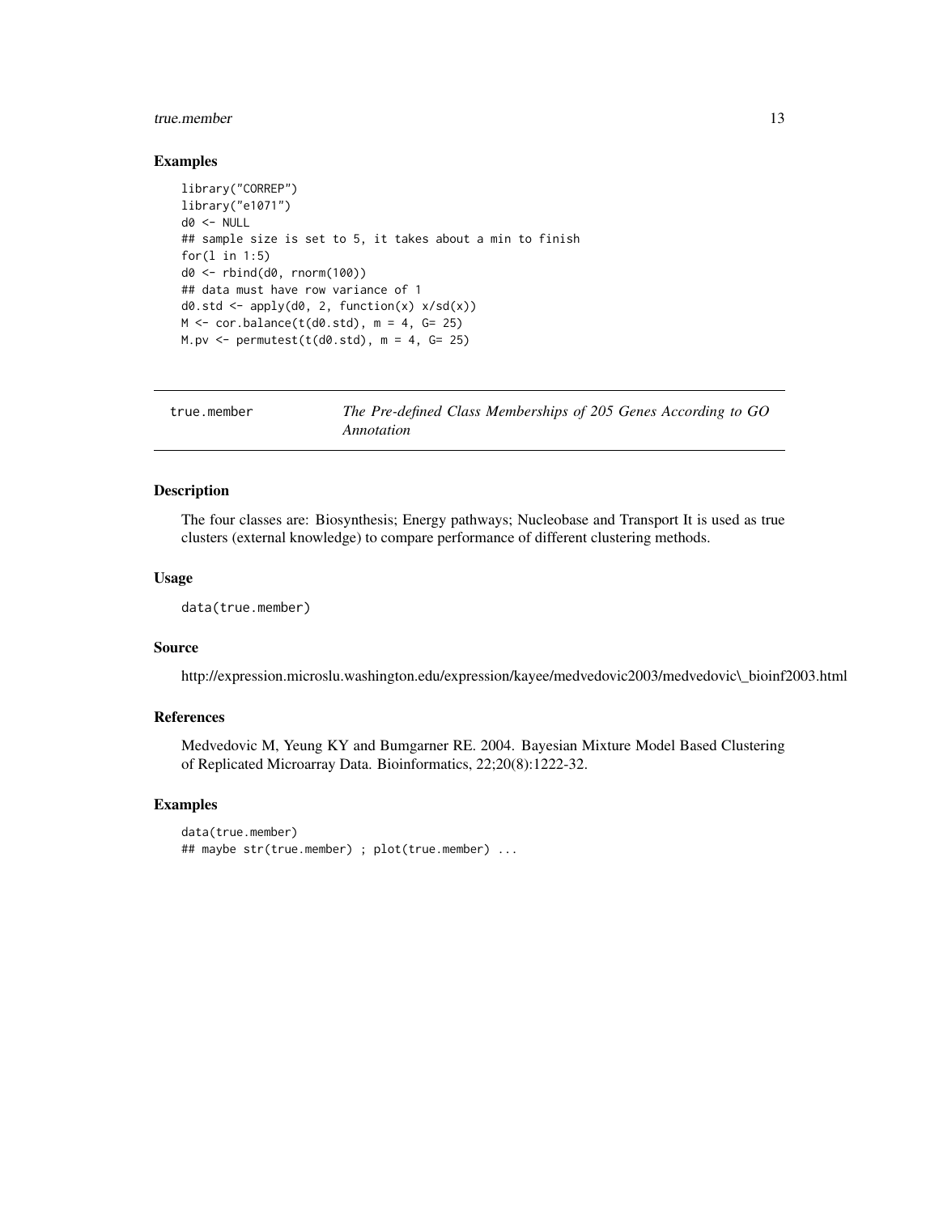## Examples

```
library("CORREP")
library("e1071")
d0 <- NULL
## sample size is set to 5, it takes about a min to finish
for(l in 1:5)
d0 <- rbind(d0, rnorm(100))
## data must have row variance of 1
d0.std <- apply(d0, 2, function(x) x/sd(x))
M <- cor.balance(t(d0.std), m = 4, G= 25)
M.pv <- permutest(t(d0.std), m = 4, G= 25)
```

---

# true.member — *The Pre-defined Class Memberships of 205 Genes According to GO Annotation*

## Description

The four classes are: Biosynthesis; Energy pathways; Nucleobase and Transport It is used as true clusters (external knowledge) to compare performance of different clustering methods.

## Usage

```
data(true.member)
```

## Source

http://expression.microslu.washington.edu/expression/kayee/medvedovic2003/medvedovic\_bioinf2003.html

## References

Medvedovic M, Yeung KY and Bumgarner RE. 2004. Bayesian Mixture Model Based Clustering of Replicated Microarray Data. Bioinformatics, 22;20(8):1222-32.

## Examples

```
data(true.member)
## maybe str(true.member) ; plot(true.member) ...
```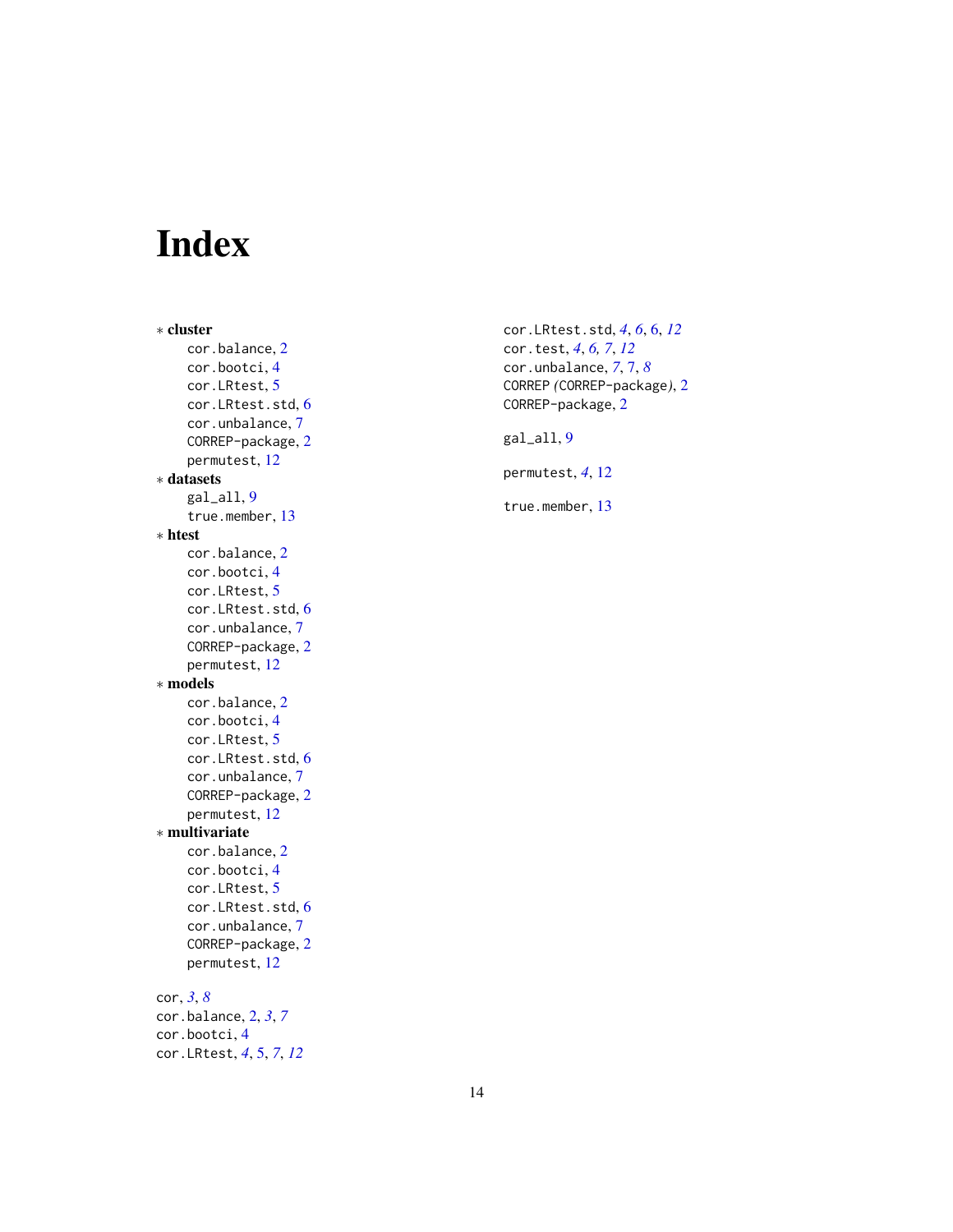# Index

∗ **cluster**
- cor.balance, 2
- cor.bootci, 4
- cor.LRtest, 5
- cor.LRtest.std, 6
- cor.unbalance, 7
- CORREP-package, 2
- permutest, 12

∗ **datasets**
- gal_all, 9
- true.member, 13

∗ **htest**
- cor.balance, 2
- cor.bootci, 4
- cor.LRtest, 5
- cor.LRtest.std, 6
- cor.unbalance, 7
- CORREP-package, 2
- permutest, 12

∗ **models**
- cor.balance, 2
- cor.bootci, 4
- cor.LRtest, 5
- cor.LRtest.std, 6
- cor.unbalance, 7
- CORREP-package, 2
- permutest, 12

∗ **multivariate**
- cor.balance, 2
- cor.bootci, 4
- cor.LRtest, 5
- cor.LRtest.std, 6
- cor.unbalance, 7
- CORREP-package, 2
- permutest, 12

cor, *3*, *8*
cor.balance, 2, *3*, *7*
cor.bootci, 4
cor.LRtest, *4*, 5, *7*, *12*
cor.LRtest.std, *4*, *6*, 6, *12*
cor.test, *4*, *6*, *7*, *12*
cor.unbalance, *7*, 7, *8*
CORREP (CORREP-package), 2
CORREP-package, 2

gal_all, 9

permutest, *4*, 12

true.member, 13